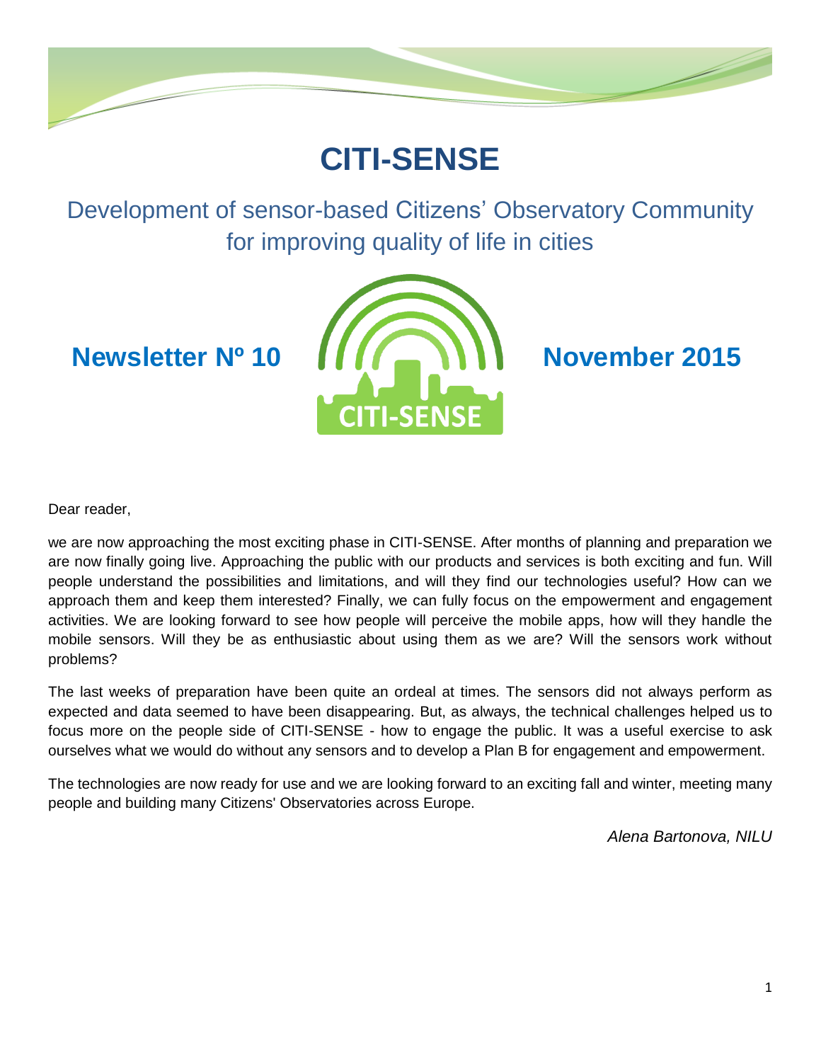# CITI-SENSE

## Development of sensor-based Citizens' Observatory Community for improving quality of life in cities

**Newsletter Nº 10** **November 2015**

Dear reader,

we are now approaching the most exciting phase in CITI-SENSE. After months of planning and preparation we are now finally going live. Approaching the public with our products and services is both exciting and fun. Will people understand the possibilities and limitations, and will they find our technologies useful? How can we approach them and keep them interested? Finally, we can fully focus on the empowerment and engagement activities. We are looking forward to see how people will perceive the mobile apps, how will they handle the mobile sensors. Will they be as enthusiastic about using them as we are? Will the sensors work without problems?

The last weeks of preparation have been quite an ordeal at times. The sensors did not always perform as expected and data seemed to have been disappearing. But, as always, the technical challenges helped us to focus more on the people side of CITI-SENSE - how to engage the public. It was a useful exercise to ask ourselves what we would do without any sensors and to develop a Plan B for engagement and empowerment.

The technologies are now ready for use and we are looking forward to an exciting fall and winter, meeting many people and building many Citizens' Observatories across Europe.

*Alena Bartonova, NILU*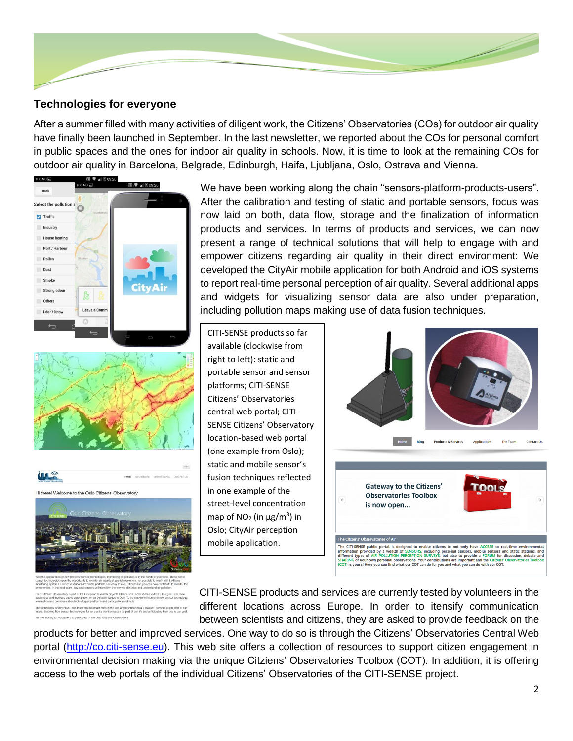## Technologies for everyone

After a summer filled with many activities of diligent work, the Citizens' Observatories (COs) for outdoor air quality have finally been launched in September. In the last newsletter, we reported about the COs for personal comfort in public spaces and the ones for indoor air quality in schools. Now, it is time to look at the remaining COs for outdoor air quality in Barcelona, Belgrade, Edinburgh, Haifa, Ljubljana, Oslo, Ostrava and Vienna.

We have been working along the chain "sensors-platform-products-users". After the calibration and testing of static and portable sensors, focus was now laid on both, data flow, storage and the finalization of information products and services. In terms of products and services, we can now present a range of technical solutions that will help to engage with and empower citizens regarding air quality in their direct environment: We developed the CityAir mobile application for both Android and iOS systems to report real-time personal perception of air quality. Several additional apps and widgets for visualizing sensor data are also under preparation, including pollution maps making use of data fusion techniques.

CITI-SENSE products so far available (clockwise from right to left): static and portable sensor and sensor platforms; CITI-SENSE Citizens' Observatories central web portal; CITI-SENSE Citizens' Observatory location-based web portal (one example from Oslo); static and mobile sensor's fusion techniques reflected in one example of the street-level concentration map of $NO_2$ (in µg/m$^3$) in Oslo; CityAir perception mobile application.

CITI-SENSE products and services are currently tested by volunteers in the different locations across Europe. In order to itensify communication between scientists and citizens, they are asked to provide feedback on the products for better and improved services. One way to do so is through the Citizens' Observatories Central Web portal (http://co.citi-sense.eu). This web site offers a collection of resources to support citizen engagement in environmental decision making via the unique Citziens' Observatories Toolbox (COT). In addition, it is offering access to the web portals of the individual Citizens' Observatories of the CITI-SENSE project.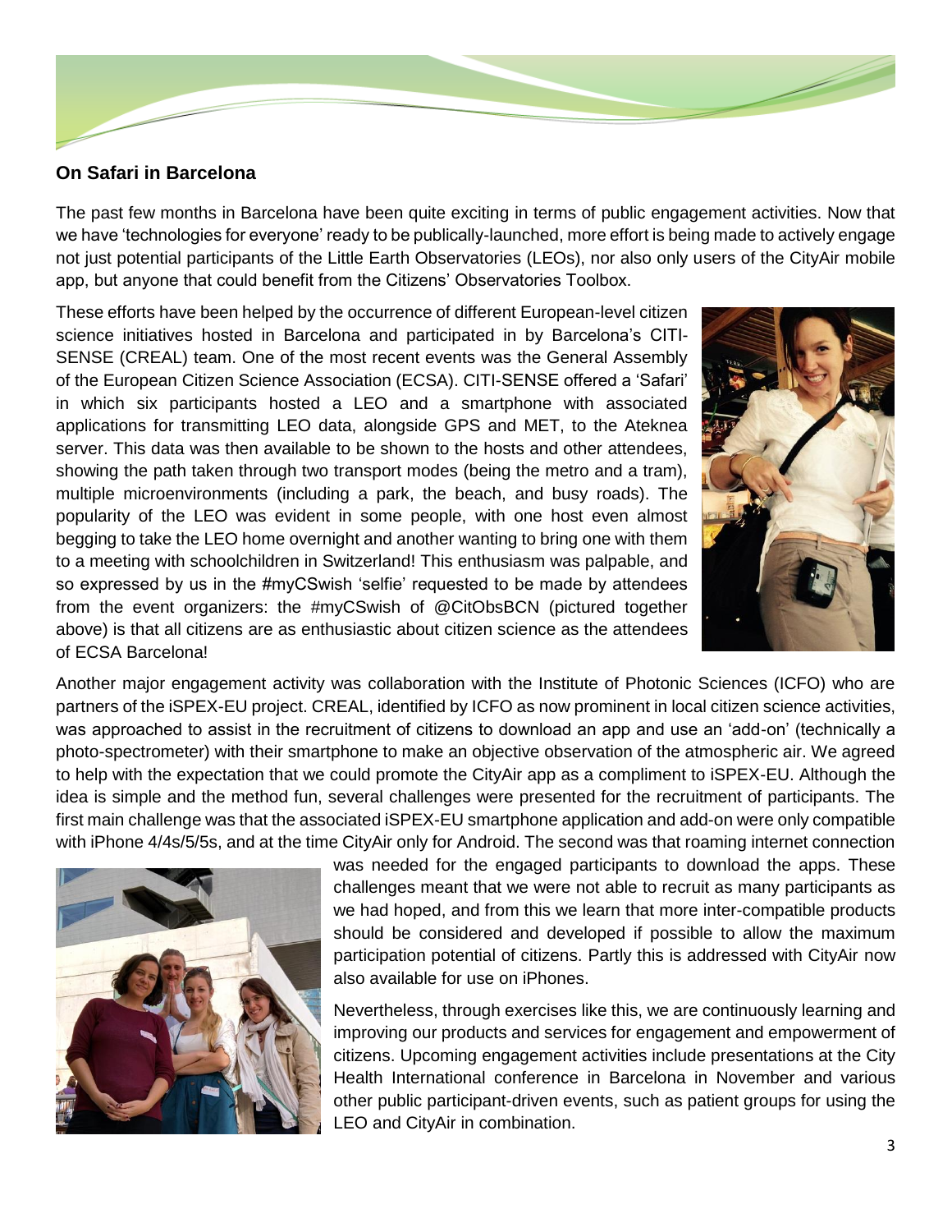### On Safari in Barcelona

The past few months in Barcelona have been quite exciting in terms of public engagement activities. Now that we have 'technologies for everyone' ready to be publically-launched, more effort is being made to actively engage not just potential participants of the Little Earth Observatories (LEOs), nor also only users of the CityAir mobile app, but anyone that could benefit from the Citizens' Observatories Toolbox.

These efforts have been helped by the occurrence of different European-level citizen science initiatives hosted in Barcelona and participated in by Barcelona's CITI-SENSE (CREAL) team. One of the most recent events was the General Assembly of the European Citizen Science Association (ECSA). CITI-SENSE offered a 'Safari' in which six participants hosted a LEO and a smartphone with associated applications for transmitting LEO data, alongside GPS and MET, to the Ateknea server. This data was then available to be shown to the hosts and other attendees, showing the path taken through two transport modes (being the metro and a tram), multiple microenvironments (including a park, the beach, and busy roads). The popularity of the LEO was evident in some people, with one host even almost begging to take the LEO home overnight and another wanting to bring one with them to a meeting with schoolchildren in Switzerland! This enthusiasm was palpable, and so expressed by us in the #myCSwish 'selfie' requested to be made by attendees from the event organizers: the #myCSwish of @CitObsBCN (pictured together above) is that all citizens are as enthusiastic about citizen science as the attendees of ECSA Barcelona!

Another major engagement activity was collaboration with the Institute of Photonic Sciences (ICFO) who are partners of the iSPEX-EU project. CREAL, identified by ICFO as now prominent in local citizen science activities, was approached to assist in the recruitment of citizens to download an app and use an 'add-on' (technically a photo-spectrometer) with their smartphone to make an objective observation of the atmospheric air. We agreed to help with the expectation that we could promote the CityAir app as a compliment to iSPEX-EU. Although the idea is simple and the method fun, several challenges were presented for the recruitment of participants. The first main challenge was that the associated iSPEX-EU smartphone application and add-on were only compatible with iPhone 4/4s/5/5s, and at the time CityAir only for Android. The second was that roaming internet connection was needed for the engaged participants to download the apps. These challenges meant that we were not able to recruit as many participants as we had hoped, and from this we learn that more inter-compatible products should be considered and developed if possible to allow the maximum participation potential of citizens. Partly this is addressed with CityAir now also available for use on iPhones.

Nevertheless, through exercises like this, we are continuously learning and improving our products and services for engagement and empowerment of citizens. Upcoming engagement activities include presentations at the City Health International conference in Barcelona in November and various other public participant-driven events, such as patient groups for using the LEO and CityAir in combination.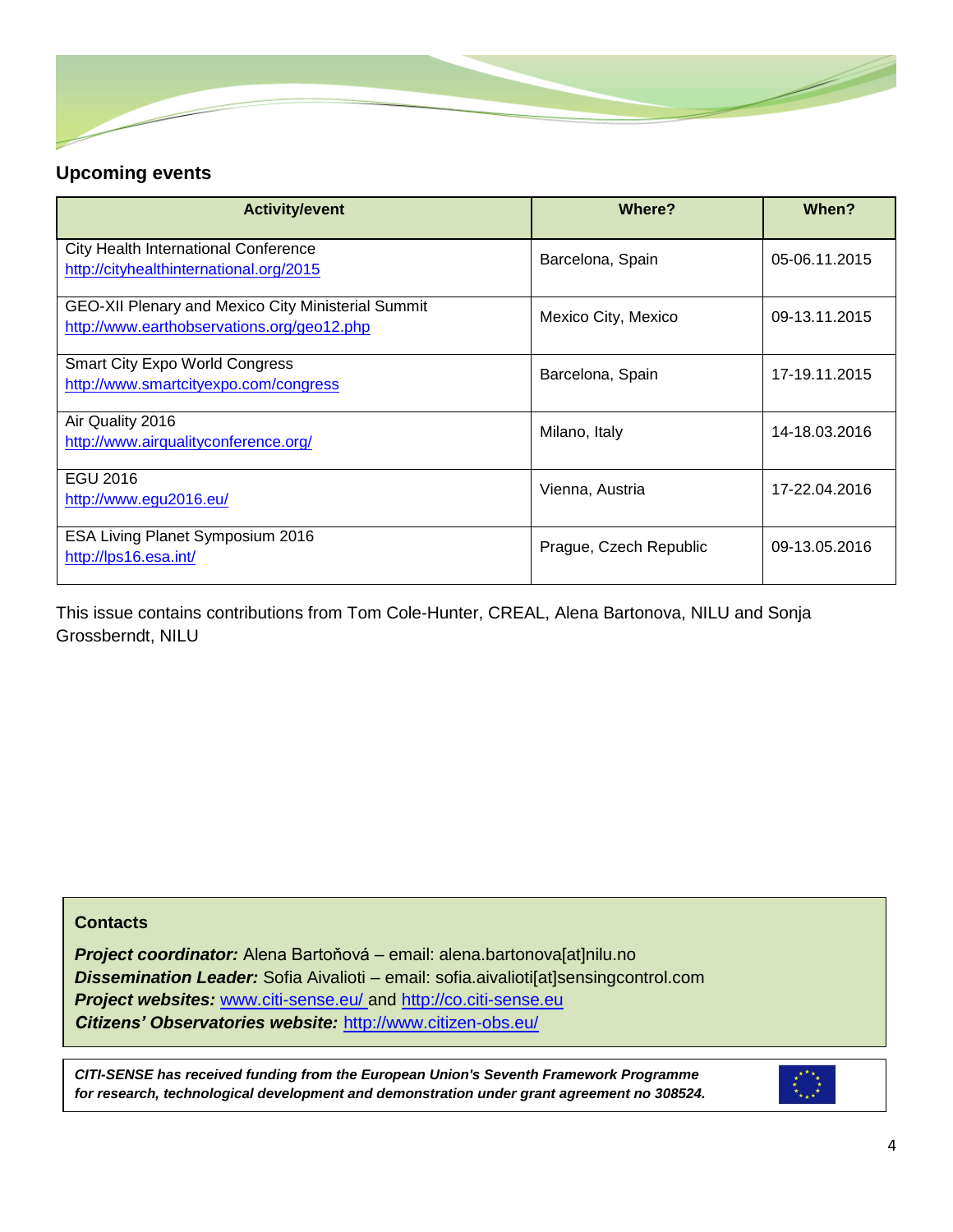## Upcoming events

| Activity/event | Where? | When? |
|---|---|---|
| City Health International Conference<br>http://cityhealthinternational.org/2015 | Barcelona, Spain | 05-06.11.2015 |
| GEO-XII Plenary and Mexico City Ministerial Summit<br>http://www.earthobservations.org/geo12.php | Mexico City, Mexico | 09-13.11.2015 |
| Smart City Expo World Congress<br>http://www.smartcityexpo.com/congress | Barcelona, Spain | 17-19.11.2015 |
| Air Quality 2016<br>http://www.airqualityconference.org/ | Milano, Italy | 14-18.03.2016 |
| EGU 2016<br>http://www.egu2016.eu/ | Vienna, Austria | 17-22.04.2016 |
| ESA Living Planet Symposium 2016<br>http://lps16.esa.int/ | Prague, Czech Republic | 09-13.05.2016 |

This issue contains contributions from Tom Cole-Hunter, CREAL, Alena Bartonova, NILU and Sonja Grossberndt, NILU

### Contacts

***Project coordinator:*** Alena Bartoňová – email: alena.bartonova[at]nilu.no
***Dissemination Leader:*** Sofia Aivalioti – email: sofia.aivalioti[at]sensingcontrol.com
***Project websites:*** www.citi-sense.eu/ and http://co.citi-sense.eu
***Citizens' Observatories website:*** http://www.citizen-obs.eu/

***CITI-SENSE has received funding from the European Union's Seventh Framework Programme for research, technological development and demonstration under grant agreement no 308524.***